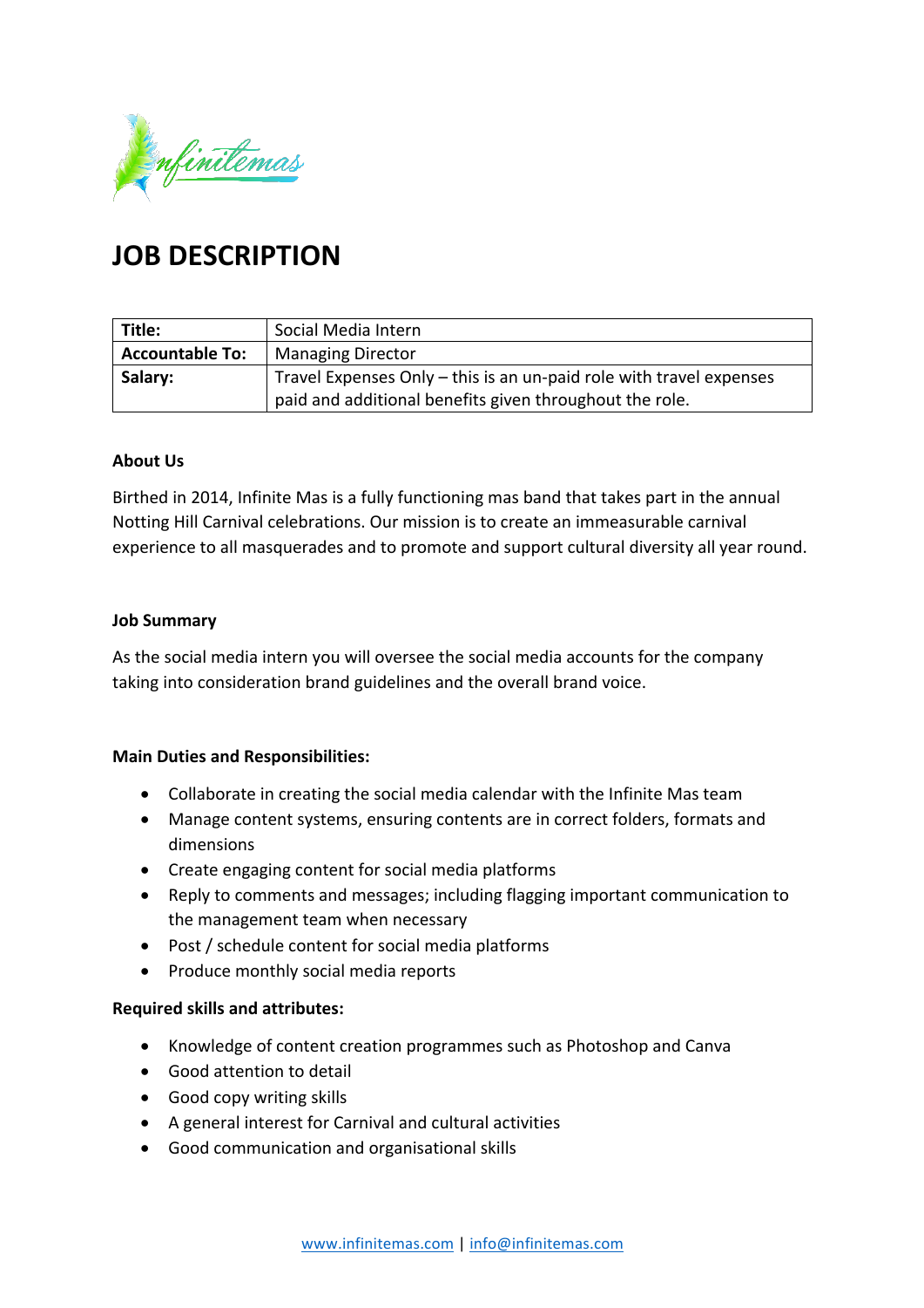# JOB DESCRIPTION

| **Title:** | Social Media Intern |
|---|---|
| **Accountable To:** | Managing Director |
| **Salary:** | Travel Expenses Only – this is an un-paid role with travel expenses paid and additional benefits given throughout the role. |

**About Us**

Birthed in 2014, Infinite Mas is a fully functioning mas band that takes part in the annual Notting Hill Carnival celebrations. Our mission is to create an immeasurable carnival experience to all masquerades and to promote and support cultural diversity all year round.

**Job Summary**

As the social media intern you will oversee the social media accounts for the company taking into consideration brand guidelines and the overall brand voice.

**Main Duties and Responsibilities:**

- Collaborate in creating the social media calendar with the Infinite Mas team
- Manage content systems, ensuring contents are in correct folders, formats and dimensions
- Create engaging content for social media platforms
- Reply to comments and messages; including flagging important communication to the management team when necessary
- Post / schedule content for social media platforms
- Produce monthly social media reports

**Required skills and attributes:**

- Knowledge of content creation programmes such as Photoshop and Canva
- Good attention to detail
- Good copy writing skills
- A general interest for Carnival and cultural activities
- Good communication and organisational skills

www.infinitemas.com | info@infinitemas.com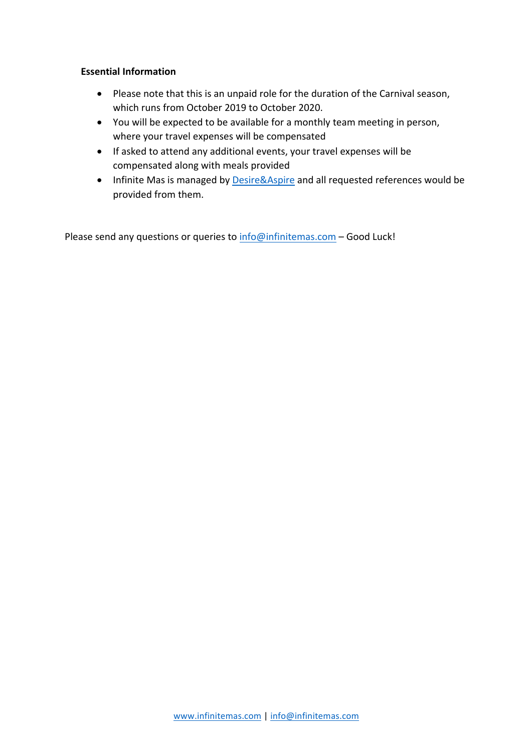**Essential Information**

- Please note that this is an unpaid role for the duration of the Carnival season, which runs from October 2019 to October 2020.
- You will be expected to be available for a monthly team meeting in person, where your travel expenses will be compensated
- If asked to attend any additional events, your travel expenses will be compensated along with meals provided
- Infinite Mas is managed by Desire&Aspire and all requested references would be provided from them.

Please send any questions or queries to info@infinitemas.com – Good Luck!

www.infinitemas.com | info@infinitemas.com